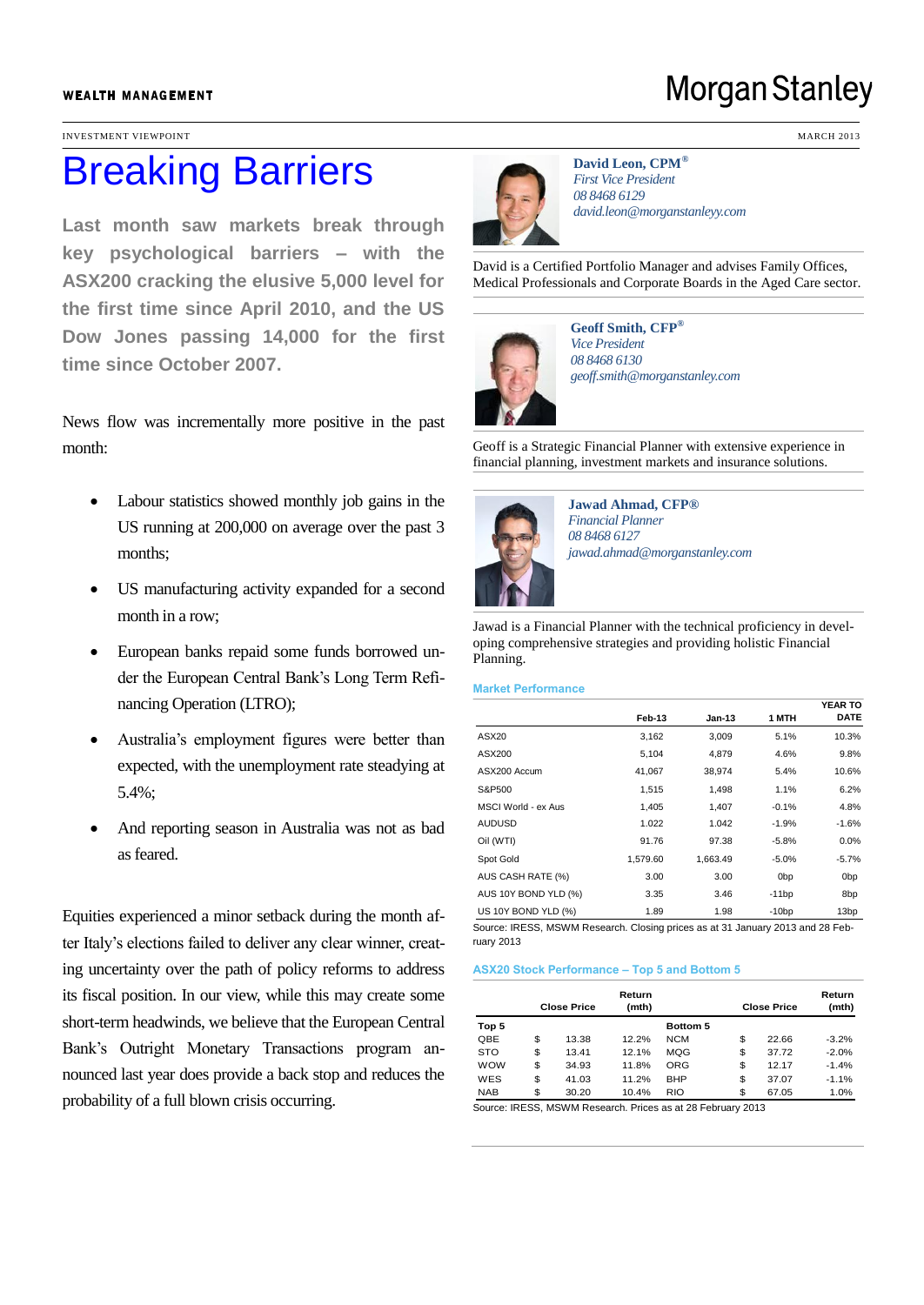WEALTH MANAGEMENT

INVESTMENT VIEWPOINT

MARCH 2013

# Breaking Barriers

**Last month saw markets break through key psychological barriers – with the ASX200 cracking the elusive 5,000 level for the first time since April 2010, and the US Dow Jones passing 14,000 for the first time since October 2007.**

News flow was incrementally more positive in the past month:

- Labour statistics showed monthly job gains in the US running at 200,000 on average over the past 3 months;
- US manufacturing activity expanded for a second month in a row;
- European banks repaid some funds borrowed under the European Central Bank's Long Term Refinancing Operation (LTRO);
- Australia's employment figures were better than expected, with the unemployment rate steadying at 5.4%;
- And reporting season in Australia was not as bad as feared.

Equities experienced a minor setback during the month after Italy's elections failed to deliver any clear winner, creating uncertainty over the path of policy reforms to address its fiscal position. In our view, while this may create some short-term headwinds, we believe that the European Central Bank's Outright Monetary Transactions program announced last year does provide a back stop and reduces the probability of a full blown crisis occurring.

**David Leon, CPM®**
*First Vice President*
*08 8468 6129*
*david.leon@morganstanleyy.com*

David is a Certified Portfolio Manager and advises Family Offices, Medical Professionals and Corporate Boards in the Aged Care sector.

**Geoff Smith, CFP®**
*Vice President*
*08 8468 6130*
*geoff.smith@morganstanley.com*

Geoff is a Strategic Financial Planner with extensive experience in financial planning, investment markets and insurance solutions.

**Jawad Ahmad, CFP®**
*Financial Planner*
*08 8468 6127*
*jawad.ahmad@morganstanley.com*

Jawad is a Financial Planner with the technical proficiency in developing comprehensive strategies and providing holistic Financial Planning.

### Market Performance

| | Feb-13 | Jan-13 | 1 MTH | YEAR TO DATE |
|---|---|---|---|---|
| ASX20 | 3,162 | 3,009 | 5.1% | 10.3% |
| ASX200 | 5,104 | 4,879 | 4.6% | 9.8% |
| ASX200 Accum | 41,067 | 38,974 | 5.4% | 10.6% |
| S&P500 | 1,515 | 1,498 | 1.1% | 6.2% |
| MSCI World - ex Aus | 1,405 | 1,407 | -0.1% | 4.8% |
| AUDUSD | 1.022 | 1.042 | -1.9% | -1.6% |
| Oil (WTI) | 91.76 | 97.38 | -5.8% | 0.0% |
| Spot Gold | 1,579.60 | 1,663.49 | -5.0% | -5.7% |
| AUS CASH RATE (%) | 3.00 | 3.00 | 0bp | 0bp |
| AUS 10Y BOND YLD (%) | 3.35 | 3.46 | -11bp | 8bp |
| US 10Y BOND YLD (%) | 1.89 | 1.98 | -10bp | 13bp |

Source: IRESS, MSWM Research. Closing prices as at 31 January 2013 and 28 February 2013

### ASX20 Stock Performance – Top 5 and Bottom 5

| Top 5 | | Close Price | Return (mth) | Bottom 5 | | Close Price | Return (mth) |
|---|---|---|---|---|---|---|---|
| QBE | $ | 13.38 | 12.2% | NCM | $ | 22.66 | -3.2% |
| STO | $ | 13.41 | 12.1% | MQG | $ | 37.72 | -2.0% |
| WOW | $ | 34.93 | 11.8% | ORG | $ | 12.17 | -1.4% |
| WES | $ | 41.03 | 11.2% | BHP | $ | 37.07 | -1.1% |
| NAB | $ | 30.20 | 10.4% | RIO | $ | 67.05 | 1.0% |

Source: IRESS, MSWM Research. Prices as at 28 February 2013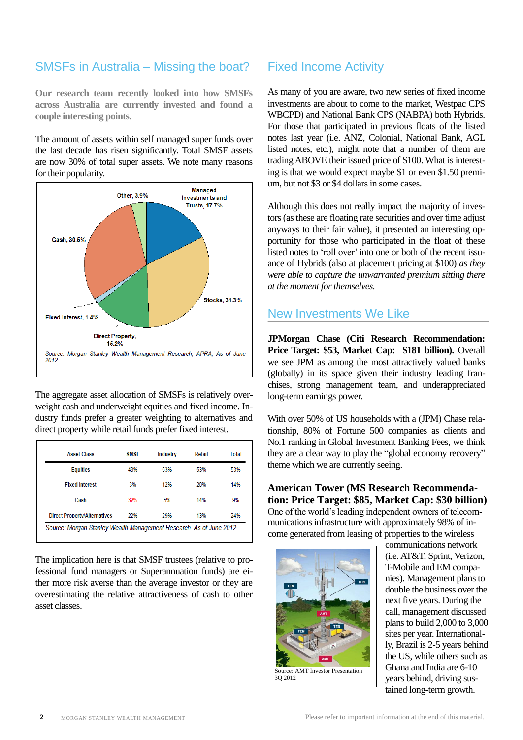## SMSFs in Australia – Missing the boat?

**Our research team recently looked into how SMSFs across Australia are currently invested and found a couple interesting points.**

The amount of assets within self managed super funds over the last decade has risen significantly. Total SMSF assets are now 30% of total super assets. We note many reasons for their popularity.

Managed Investments and Trusts, 17.7%
Stocks, 31.3%
Direct Property, 15.2%
Fixed Interest, 1.4%
Cash, 30.5%
Other, 3.9%

*Source: Morgan Stanley Wealth Management Research, APRA, As of June 2012*

The aggregate asset allocation of SMSFs is relatively overweight cash and underweight equities and fixed income. Industry funds prefer a greater weighting to alternatives and direct property while retail funds prefer fixed interest.

| Asset Class | SMSF | Industry | Retail | Total |
| --- | --- | --- | --- | --- |
| Equities | 43% | 53% | 53% | 53% |
| Fixed Interest | 3% | 12% | 20% | 14% |
| Cash | 32% | 5% | 14% | 9% |
| Direct Property/Alternatives | 22% | 29% | 13% | 24% |

*Source: Morgan Stanley Wealth Management Research. As of June 2012*

The implication here is that SMSF trustees (relative to professional fund managers or Superannuation funds) are either more risk averse than the average investor or they are overestimating the relative attractiveness of cash to other asset classes.

## Fixed Income Activity

As many of you are aware, two new series of fixed income investments are about to come to the market, Westpac CPS WBCPD) and National Bank CPS (NABPA) both Hybrids. For those that participated in previous floats of the listed notes last year (i.e. ANZ, Colonial, National Bank, AGL listed notes, etc.), might note that a number of them are trading ABOVE their issued price of $100. What is interesting is that we would expect maybe $1 or even $1.50 premium, but not $3 or $4 dollars in some cases.

Although this does not really impact the majority of investors (as these are floating rate securities and over time adjust anyways to their fair value), it presented an interesting opportunity for those who participated in the float of these listed notes to 'roll over' into one or both of the recent issuance of Hybrids (also at placement pricing at $100) *as they were able to capture the unwarranted premium sitting there at the moment for themselves.*

## New Investments We Like

**JPMorgan Chase (Citi Research Recommendation: Price Target: $53, Market Cap: $181 billion).** Overall we see JPM as among the most attractively valued banks (globally) in its space given their industry leading franchises, strong management team, and underappreciated long-term earnings power.

With over 50% of US households with a (JPM) Chase relationship, 80% of Fortune 500 companies as clients and No.1 ranking in Global Investment Banking Fees, we think they are a clear way to play the "global economy recovery" theme which we are currently seeing.

**American Tower (MS Research Recommendation: Price Target: $85, Market Cap: $30 billion)**
One of the world's leading independent owners of telecommunications infrastructure with approximately 98% of income generated from leasing of properties to the wireless communications network (i.e. AT&T, Sprint, Verizon, T-Mobile and EM companies). Management plans to double the business over the next five years. During the call, management discussed plans to build 2,000 to 3,000 sites per year. Internationally, Brazil is 2-5 years behind the US, while others such as Ghana and India are 6-10 years behind, driving sustained long-term growth.

Source: AMT Investor Presentation 3Q 2012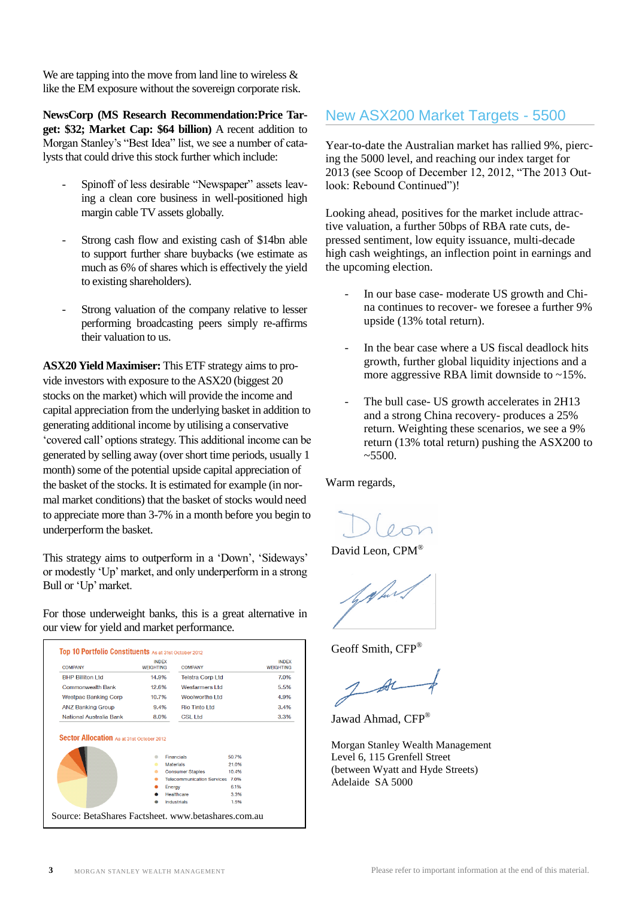We are tapping into the move from land line to wireless & like the EM exposure without the sovereign corporate risk.

**NewsCorp (MS Research Recommendation:Price Target: $32; Market Cap: $64 billion)** A recent addition to Morgan Stanley's "Best Idea" list, we see a number of catalysts that could drive this stock further which include:

- Spinoff of less desirable "Newspaper" assets leaving a clean core business in well-positioned high margin cable TV assets globally.
- Strong cash flow and existing cash of $14bn able to support further share buybacks (we estimate as much as 6% of shares which is effectively the yield to existing shareholders).
- Strong valuation of the company relative to lesser performing broadcasting peers simply re-affirms their valuation to us.

**ASX20 Yield Maximiser:** This ETF strategy aims to provide investors with exposure to the ASX20 (biggest 20 stocks on the market) which will provide the income and capital appreciation from the underlying basket in addition to generating additional income by utilising a conservative 'covered call' options strategy. This additional income can be generated by selling away (over short time periods, usually 1 month) some of the potential upside capital appreciation of the basket of the stocks. It is estimated for example (in normal market conditions) that the basket of stocks would need to appreciate more than 3-7% in a month before you begin to underperform the basket.

This strategy aims to outperform in a 'Down', 'Sideways' or modestly 'Up' market, and only underperform in a strong Bull or 'Up' market.

For those underweight banks, this is a great alternative in our view for yield and market performance.

**Top 10 Portfolio Constituents** As at 31st October 2012

| COMPANY | INDEX WEIGHTING | COMPANY | INDEX WEIGHTING |
|---|---|---|---|
| BHP Billiton Ltd | 14.9% | Telstra Corp Ltd | 7.0% |
| Commonwealth Bank | 12.6% | Wesfarmers Ltd | 5.5% |
| Westpac Banking Corp | 10.7% | Woolworths Ltd | 4.9% |
| ANZ Banking Group | 9.4% | Rio Tinto Ltd | 3.4% |
| National Australia Bank | 8.0% | CSL Ltd | 3.3% |

**Sector Allocation** As at 31st October 2012

| Sector | Weighting |
|---|---|
| Financials | 50.7% |
| Materials | 21.0% |
| Consumer Staples | 10.4% |
| Telecommunication Services | 7.0% |
| Energy | 6.1% |
| Healthcare | 3.3% |
| Industrials | 1.5% |

Source: BetaShares Factsheet. www.betashares.com.au

## New ASX200 Market Targets - 5500

Year-to-date the Australian market has rallied 9%, piercing the 5000 level, and reaching our index target for 2013 (see Scoop of December 12, 2012, "The 2013 Outlook: Rebound Continued")!

Looking ahead, positives for the market include attractive valuation, a further 50bps of RBA rate cuts, depressed sentiment, low equity issuance, multi-decade high cash weightings, an inflection point in earnings and the upcoming election.

- In our base case- moderate US growth and China continues to recover- we foresee a further 9% upside (13% total return).
- In the bear case where a US fiscal deadlock hits growth, further global liquidity injections and a more aggressive RBA limit downside to ~15%.
- The bull case- US growth accelerates in 2H13 and a strong China recovery- produces a 25% return. Weighting these scenarios, we see a 9% return (13% total return) pushing the ASX200 to ~5500.

Warm regards,

David Leon, CPM®

Geoff Smith, CFP®

Jawad Ahmad, CFP®

Morgan Stanley Wealth Management
Level 6, 115 Grenfell Street
(between Wyatt and Hyde Streets)
Adelaide SA 5000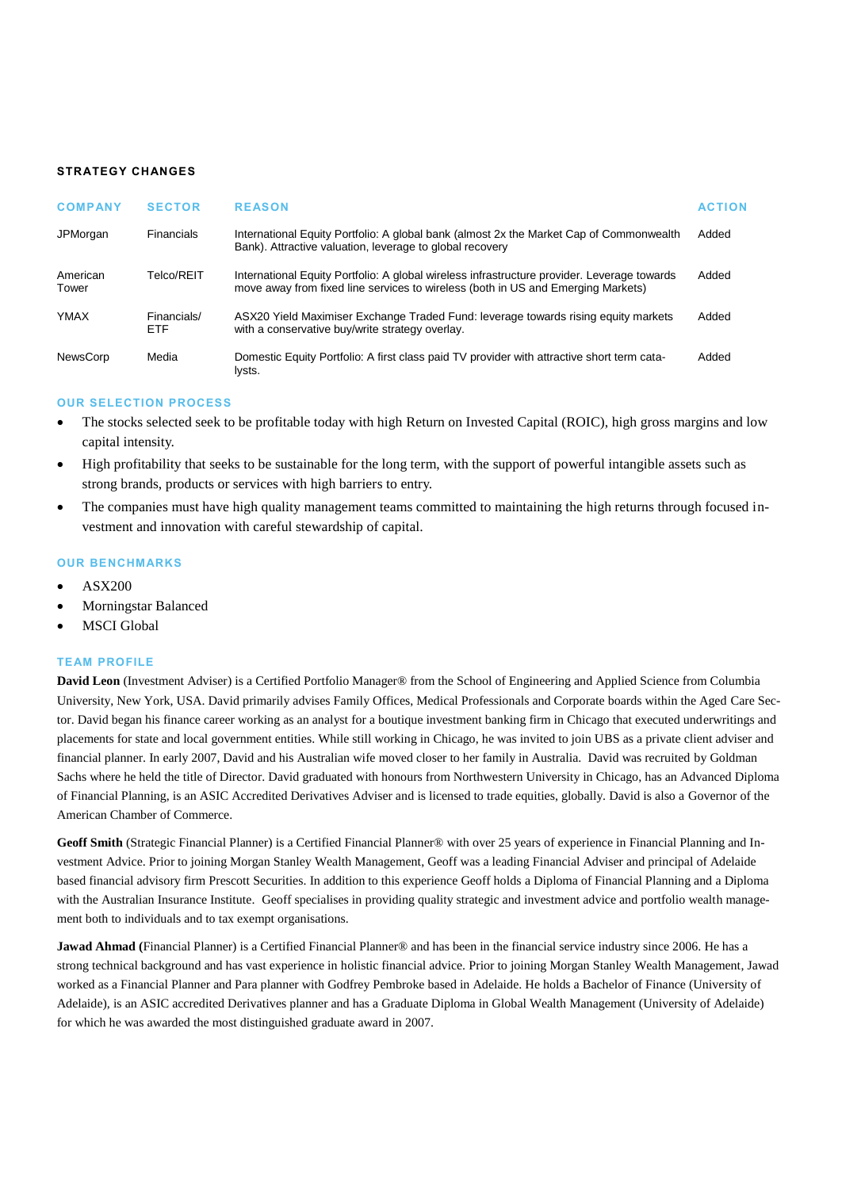## STRATEGY CHANGES

| COMPANY | SECTOR | REASON | ACTION |
|---|---|---|---|
| JPMorgan | Financials | International Equity Portfolio: A global bank (almost 2x the Market Cap of Commonwealth Bank). Attractive valuation, leverage to global recovery | Added |
| American Tower | Telco/REIT | International Equity Portfolio: A global wireless infrastructure provider. Leverage towards move away from fixed line services to wireless (both in US and Emerging Markets) | Added |
| YMAX | Financials/ ETF | ASX20 Yield Maximiser Exchange Traded Fund: leverage towards rising equity markets with a conservative buy/write strategy overlay. | Added |
| NewsCorp | Media | Domestic Equity Portfolio: A first class paid TV provider with attractive short term catalysts. | Added |

### OUR SELECTION PROCESS

- The stocks selected seek to be profitable today with high Return on Invested Capital (ROIC), high gross margins and low capital intensity.
- High profitability that seeks to be sustainable for the long term, with the support of powerful intangible assets such as strong brands, products or services with high barriers to entry.
- The companies must have high quality management teams committed to maintaining the high returns through focused investment and innovation with careful stewardship of capital.

### OUR BENCHMARKS

- ASX200
- Morningstar Balanced
- MSCI Global

### TEAM PROFILE

**David Leon** (Investment Adviser) is a Certified Portfolio Manager® from the School of Engineering and Applied Science from Columbia University, New York, USA. David primarily advises Family Offices, Medical Professionals and Corporate boards within the Aged Care Sector. David began his finance career working as an analyst for a boutique investment banking firm in Chicago that executed underwritings and placements for state and local government entities. While still working in Chicago, he was invited to join UBS as a private client adviser and financial planner. In early 2007, David and his Australian wife moved closer to her family in Australia. David was recruited by Goldman Sachs where he held the title of Director. David graduated with honours from Northwestern University in Chicago, has an Advanced Diploma of Financial Planning, is an ASIC Accredited Derivatives Adviser and is licensed to trade equities, globally. David is also a Governor of the American Chamber of Commerce.

**Geoff Smith** (Strategic Financial Planner) is a Certified Financial Planner® with over 25 years of experience in Financial Planning and Investment Advice. Prior to joining Morgan Stanley Wealth Management, Geoff was a leading Financial Adviser and principal of Adelaide based financial advisory firm Prescott Securities. In addition to this experience Geoff holds a Diploma of Financial Planning and a Diploma with the Australian Insurance Institute. Geoff specialises in providing quality strategic and investment advice and portfolio wealth management both to individuals and to tax exempt organisations.

**Jawad Ahmad (**Financial Planner) is a Certified Financial Planner® and has been in the financial service industry since 2006. He has a strong technical background and has vast experience in holistic financial advice. Prior to joining Morgan Stanley Wealth Management, Jawad worked as a Financial Planner and Para planner with Godfrey Pembroke based in Adelaide. He holds a Bachelor of Finance (University of Adelaide), is an ASIC accredited Derivatives planner and has a Graduate Diploma in Global Wealth Management (University of Adelaide) for which he was awarded the most distinguished graduate award in 2007.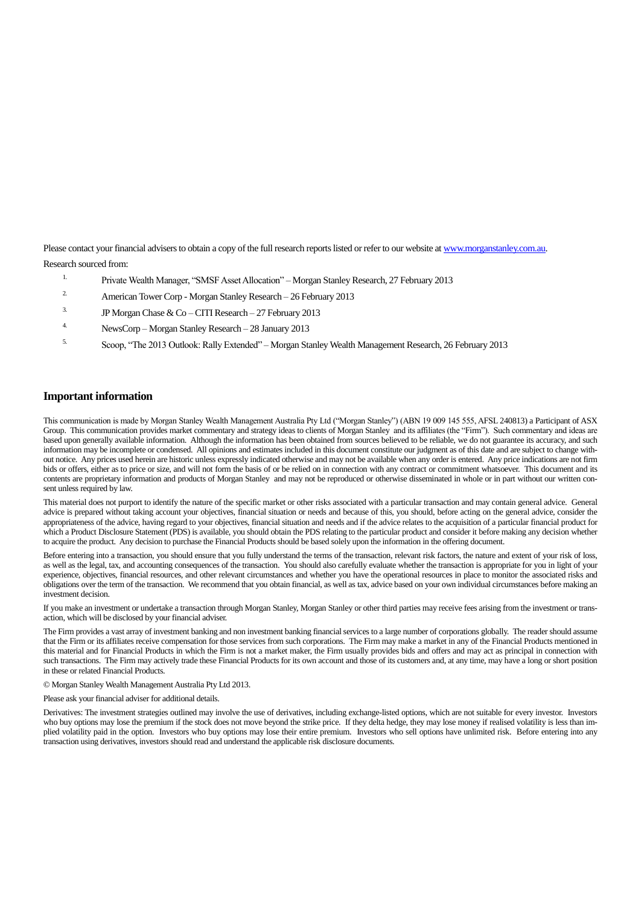Please contact your financial advisers to obtain a copy of the full research reports listed or refer to our website at [www.morganstanley.com.au](http://www.morganstanley.com.au).

Research sourced from:

1. Private Wealth Manager, "SMSF Asset Allocation" – Morgan Stanley Research, 27 February 2013
2. American Tower Corp - Morgan Stanley Research – 26 February 2013
3. JP Morgan Chase & Co – CITI Research – 27 February 2013
4. NewsCorp – Morgan Stanley Research – 28 January 2013
5. Scoop, "The 2013 Outlook: Rally Extended" – Morgan Stanley Wealth Management Research, 26 February 2013

## Important information

This communication is made by Morgan Stanley Wealth Management Australia Pty Ltd ("Morgan Stanley") (ABN 19 009 145 555, AFSL 240813) a Participant of ASX Group. This communication provides market commentary and strategy ideas to clients of Morgan Stanley and its affiliates (the "Firm"). Such commentary and ideas are based upon generally available information. Although the information has been obtained from sources believed to be reliable, we do not guarantee its accuracy, and such information may be incomplete or condensed. All opinions and estimates included in this document constitute our judgment as of this date and are subject to change without notice. Any prices used herein are historic unless expressly indicated otherwise and may not be available when any order is entered. Any price indications are not firm bids or offers, either as to price or size, and will not form the basis of or be relied on in connection with any contract or commitment whatsoever. This document and its contents are proprietary information and products of Morgan Stanley and may not be reproduced or otherwise disseminated in whole or in part without our written consent unless required by law.

This material does not purport to identify the nature of the specific market or other risks associated with a particular transaction and may contain general advice. General advice is prepared without taking account your objectives, financial situation or needs and because of this, you should, before acting on the general advice, consider the appropriateness of the advice, having regard to your objectives, financial situation and needs and if the advice relates to the acquisition of a particular financial product for which a Product Disclosure Statement (PDS) is available, you should obtain the PDS relating to the particular product and consider it before making any decision whether to acquire the product. Any decision to purchase the Financial Products should be based solely upon the information in the offering document.

Before entering into a transaction, you should ensure that you fully understand the terms of the transaction, relevant risk factors, the nature and extent of your risk of loss, as well as the legal, tax, and accounting consequences of the transaction. You should also carefully evaluate whether the transaction is appropriate for you in light of your experience, objectives, financial resources, and other relevant circumstances and whether you have the operational resources in place to monitor the associated risks and obligations over the term of the transaction. We recommend that you obtain financial, as well as tax, advice based on your own individual circumstances before making an investment decision.

If you make an investment or undertake a transaction through Morgan Stanley, Morgan Stanley or other third parties may receive fees arising from the investment or transaction, which will be disclosed by your financial adviser.

The Firm provides a vast array of investment banking and non investment banking financial services to a large number of corporations globally. The reader should assume that the Firm or its affiliates receive compensation for those services from such corporations. The Firm may make a market in any of the Financial Products mentioned in this material and for Financial Products in which the Firm is not a market maker, the Firm usually provides bids and offers and may act as principal in connection with such transactions. The Firm may actively trade these Financial Products for its own account and those of its customers and, at any time, may have a long or short position in these or related Financial Products.

© Morgan Stanley Wealth Management Australia Pty Ltd 2013.

Please ask your financial adviser for additional details.

Derivatives: The investment strategies outlined may involve the use of derivatives, including exchange-listed options, which are not suitable for every investor. Investors who buy options may lose the premium if the stock does not move beyond the strike price. If they delta hedge, they may lose money if realised volatility is less than implied volatility paid in the option. Investors who buy options may lose their entire premium. Investors who sell options have unlimited risk. Before entering into any transaction using derivatives, investors should read and understand the applicable risk disclosure documents.